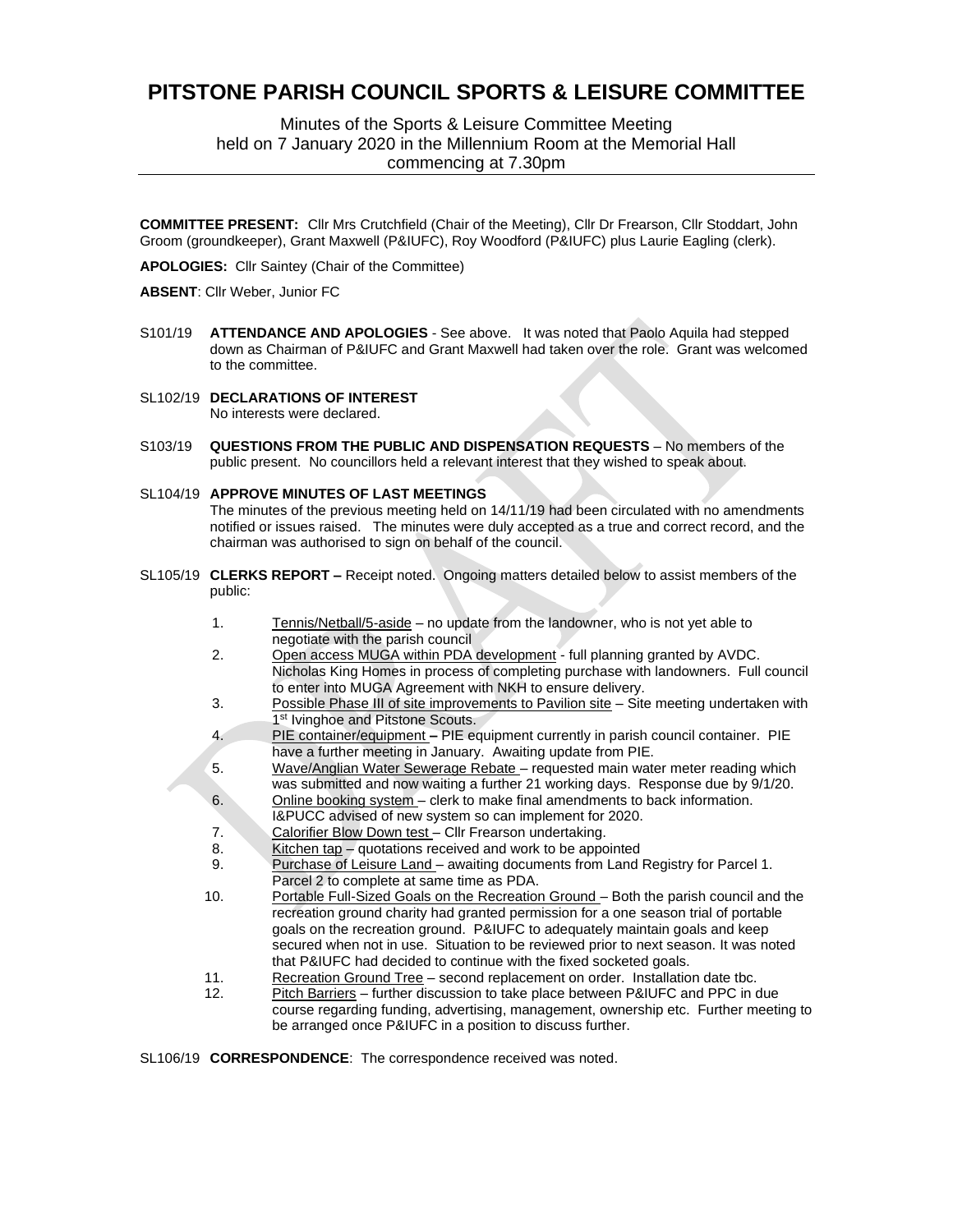# PITSTONE PARISH COUNCIL SPORTS & LEISURE COMMITTEE

Minutes of the Sports & Leisure Committee Meeting
held on 7 January 2020 in the Millennium Room at the Memorial Hall
commencing at 7.30pm

**COMMITTEE PRESENT:** Cllr Mrs Crutchfield (Chair of the Meeting), Cllr Dr Frearson, Cllr Stoddart, John Groom (groundkeeper), Grant Maxwell (P&IUFC), Roy Woodford (P&IUFC) plus Laurie Eagling (clerk).

**APOLOGIES:** Cllr Saintey (Chair of the Committee)

**ABSENT**: Cllr Weber, Junior FC

S101/19 **ATTENDANCE AND APOLOGIES** - See above. It was noted that Paolo Aquila had stepped down as Chairman of P&IUFC and Grant Maxwell had taken over the role. Grant was welcomed to the committee.

SL102/19 **DECLARATIONS OF INTEREST**
No interests were declared.

S103/19 **QUESTIONS FROM THE PUBLIC AND DISPENSATION REQUESTS** – No members of the public present. No councillors held a relevant interest that they wished to speak about.

SL104/19 **APPROVE MINUTES OF LAST MEETINGS**
The minutes of the previous meeting held on 14/11/19 had been circulated with no amendments notified or issues raised. The minutes were duly accepted as a true and correct record, and the chairman was authorised to sign on behalf of the council.

SL105/19 **CLERKS REPORT –** Receipt noted. Ongoing matters detailed below to assist members of the public:

1. Tennis/Netball/5-aside – no update from the landowner, who is not yet able to negotiate with the parish council
2. Open access MUGA within PDA development - full planning granted by AVDC. Nicholas King Homes in process of completing purchase with landowners. Full council to enter into MUGA Agreement with NKH to ensure delivery.
3. Possible Phase III of site improvements to Pavilion site – Site meeting undertaken with 1st Ivinghoe and Pitstone Scouts.
4. PIE container/equipment **–** PIE equipment currently in parish council container. PIE have a further meeting in January. Awaiting update from PIE.
5. Wave/Anglian Water Sewerage Rebate – requested main water meter reading which was submitted and now waiting a further 21 working days. Response due by 9/1/20.
6. Online booking system – clerk to make final amendments to back information. I&PUCC advised of new system so can implement for 2020.
7. Calorifier Blow Down test – Cllr Frearson undertaking.
8. Kitchen tap – quotations received and work to be appointed
9. Purchase of Leisure Land – awaiting documents from Land Registry for Parcel 1. Parcel 2 to complete at same time as PDA.
10. Portable Full-Sized Goals on the Recreation Ground – Both the parish council and the recreation ground charity had granted permission for a one season trial of portable goals on the recreation ground. P&IUFC to adequately maintain goals and keep secured when not in use. Situation to be reviewed prior to next season. It was noted that P&IUFC had decided to continue with the fixed socketed goals.
11. Recreation Ground Tree – second replacement on order. Installation date tbc.
12. Pitch Barriers – further discussion to take place between P&IUFC and PPC in due course regarding funding, advertising, management, ownership etc. Further meeting to be arranged once P&IUFC in a position to discuss further.

SL106/19 **CORRESPONDENCE**: The correspondence received was noted.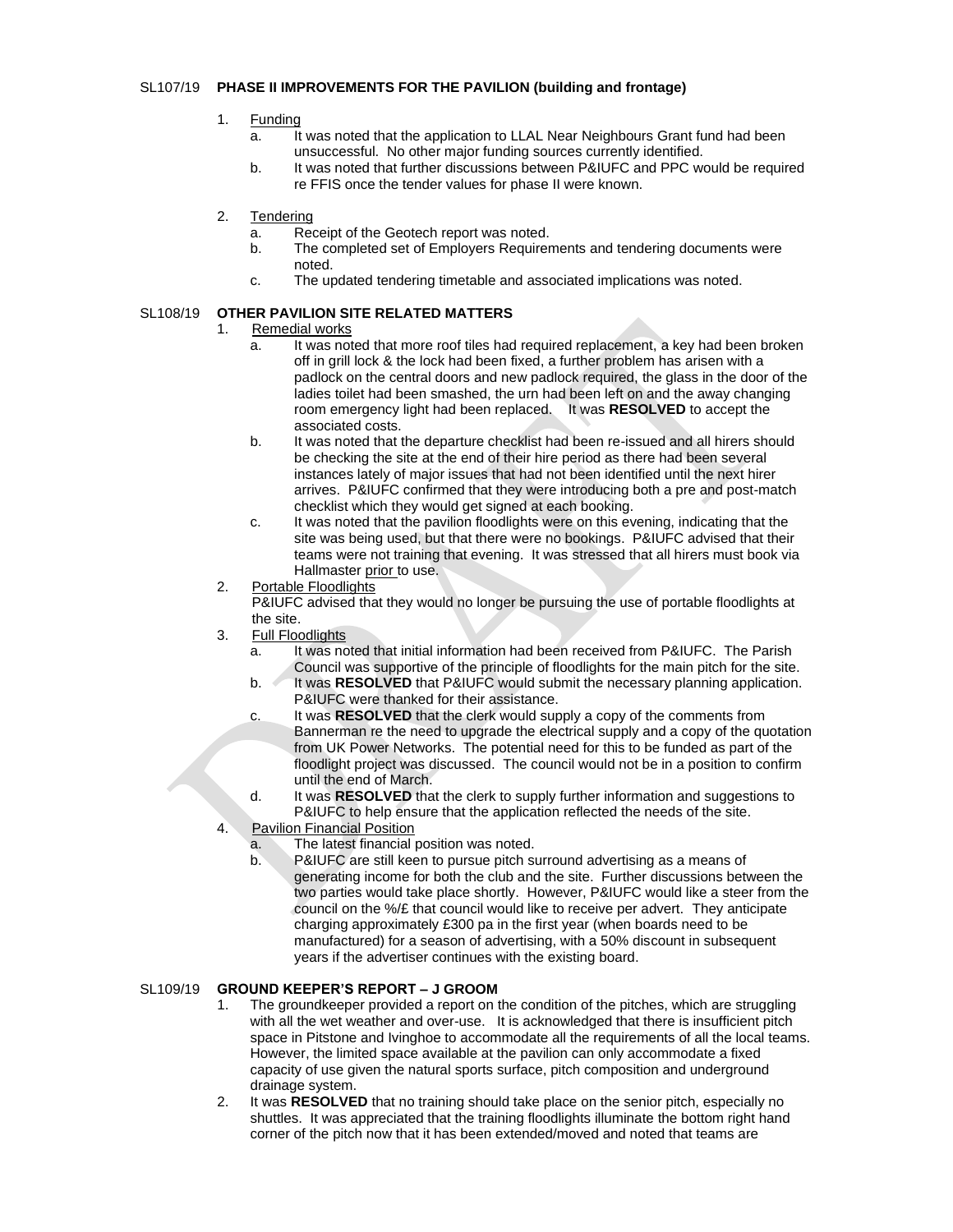## SL107/19 PHASE II IMPROVEMENTS FOR THE PAVILION (building and frontage)

1. Funding
   a. It was noted that the application to LLAL Near Neighbours Grant fund had been unsuccessful. No other major funding sources currently identified.
   b. It was noted that further discussions between P&IUFC and PPC would be required re FFIS once the tender values for phase II were known.

2. Tendering
   a. Receipt of the Geotech report was noted.
   b. The completed set of Employers Requirements and tendering documents were noted.
   c. The updated tendering timetable and associated implications was noted.

## SL108/19 OTHER PAVILION SITE RELATED MATTERS

1. Remedial works
   a. It was noted that more roof tiles had required replacement, a key had been broken off in grill lock & the lock had been fixed, a further problem has arisen with a padlock on the central doors and new padlock required, the glass in the door of the ladies toilet had been smashed, the urn had been left on and the away changing room emergency light had been replaced. It was **RESOLVED** to accept the associated costs.
   b. It was noted that the departure checklist had been re-issued and all hirers should be checking the site at the end of their hire period as there had been several instances lately of major issues that had not been identified until the next hirer arrives. P&IUFC confirmed that they were introducing both a pre and post-match checklist which they would get signed at each booking.
   c. It was noted that the pavilion floodlights were on this evening, indicating that the site was being used, but that there were no bookings. P&IUFC advised that their teams were not training that evening. It was stressed that all hirers must book via Hallmaster prior to use.
2. Portable Floodlights
   P&IUFC advised that they would no longer be pursuing the use of portable floodlights at the site.
3. Full Floodlights
   a. It was noted that initial information had been received from P&IUFC. The Parish Council was supportive of the principle of floodlights for the main pitch for the site.
   b. It was **RESOLVED** that P&IUFC would submit the necessary planning application. P&IUFC were thanked for their assistance.
   c. It was **RESOLVED** that the clerk would supply a copy of the comments from Bannerman re the need to upgrade the electrical supply and a copy of the quotation from UK Power Networks. The potential need for this to be funded as part of the floodlight project was discussed. The council would not be in a position to confirm until the end of March.
   d. It was **RESOLVED** that the clerk to supply further information and suggestions to P&IUFC to help ensure that the application reflected the needs of the site.
4. Pavilion Financial Position
   a. The latest financial position was noted.
   b. P&IUFC are still keen to pursue pitch surround advertising as a means of generating income for both the club and the site. Further discussions between the two parties would take place shortly. However, P&IUFC would like a steer from the council on the %/£ that council would like to receive per advert. They anticipate charging approximately £300 pa in the first year (when boards need to be manufactured) for a season of advertising, with a 50% discount in subsequent years if the advertiser continues with the existing board.

## SL109/19 GROUND KEEPER'S REPORT – J GROOM

1. The groundkeeper provided a report on the condition of the pitches, which are struggling with all the wet weather and over-use. It is acknowledged that there is insufficient pitch space in Pitstone and Ivinghoe to accommodate all the requirements of all the local teams. However, the limited space available at the pavilion can only accommodate a fixed capacity of use given the natural sports surface, pitch composition and underground drainage system.
2. It was **RESOLVED** that no training should take place on the senior pitch, especially no shuttles. It was appreciated that the training floodlights illuminate the bottom right hand corner of the pitch now that it has been extended/moved and noted that teams are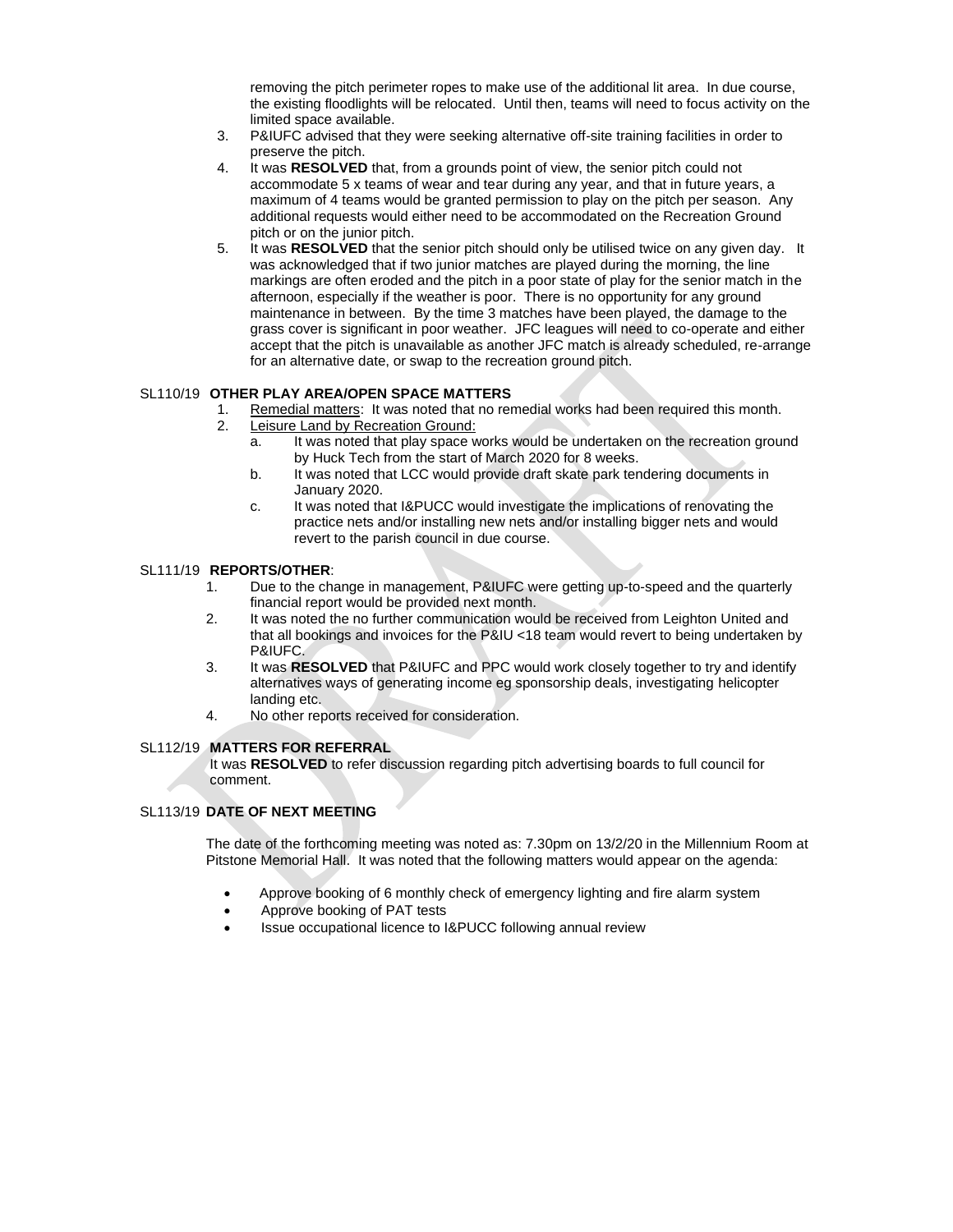removing the pitch perimeter ropes to make use of the additional lit area. In due course, the existing floodlights will be relocated. Until then, teams will need to focus activity on the limited space available.

3. P&IUFC advised that they were seeking alternative off-site training facilities in order to preserve the pitch.
4. It was **RESOLVED** that, from a grounds point of view, the senior pitch could not accommodate 5 x teams of wear and tear during any year, and that in future years, a maximum of 4 teams would be granted permission to play on the pitch per season. Any additional requests would either need to be accommodated on the Recreation Ground pitch or on the junior pitch.
5. It was **RESOLVED** that the senior pitch should only be utilised twice on any given day. It was acknowledged that if two junior matches are played during the morning, the line markings are often eroded and the pitch in a poor state of play for the senior match in the afternoon, especially if the weather is poor. There is no opportunity for any ground maintenance in between. By the time 3 matches have been played, the damage to the grass cover is significant in poor weather. JFC leagues will need to co-operate and either accept that the pitch is unavailable as another JFC match is already scheduled, re-arrange for an alternative date, or swap to the recreation ground pitch.

**SL110/19 OTHER PLAY AREA/OPEN SPACE MATTERS**

1. Remedial matters: It was noted that no remedial works had been required this month.
2. Leisure Land by Recreation Ground:
   a. It was noted that play space works would be undertaken on the recreation ground by Huck Tech from the start of March 2020 for 8 weeks.
   b. It was noted that LCC would provide draft skate park tendering documents in January 2020.
   c. It was noted that I&PUCC would investigate the implications of renovating the practice nets and/or installing new nets and/or installing bigger nets and would revert to the parish council in due course.

**SL111/19 REPORTS/OTHER**:

1. Due to the change in management, P&IUFC were getting up-to-speed and the quarterly financial report would be provided next month.
2. It was noted the no further communication would be received from Leighton United and that all bookings and invoices for the P&IU <18 team would revert to being undertaken by P&IUFC.
3. It was **RESOLVED** that P&IUFC and PPC would work closely together to try and identify alternatives ways of generating income eg sponsorship deals, investigating helicopter landing etc.
4. No other reports received for consideration.

**SL112/19 MATTERS FOR REFERRAL**

It was **RESOLVED** to refer discussion regarding pitch advertising boards to full council for comment.

**SL113/19 DATE OF NEXT MEETING**

The date of the forthcoming meeting was noted as: 7.30pm on 13/2/20 in the Millennium Room at Pitstone Memorial Hall. It was noted that the following matters would appear on the agenda:

- Approve booking of 6 monthly check of emergency lighting and fire alarm system
- Approve booking of PAT tests
- Issue occupational licence to I&PUCC following annual review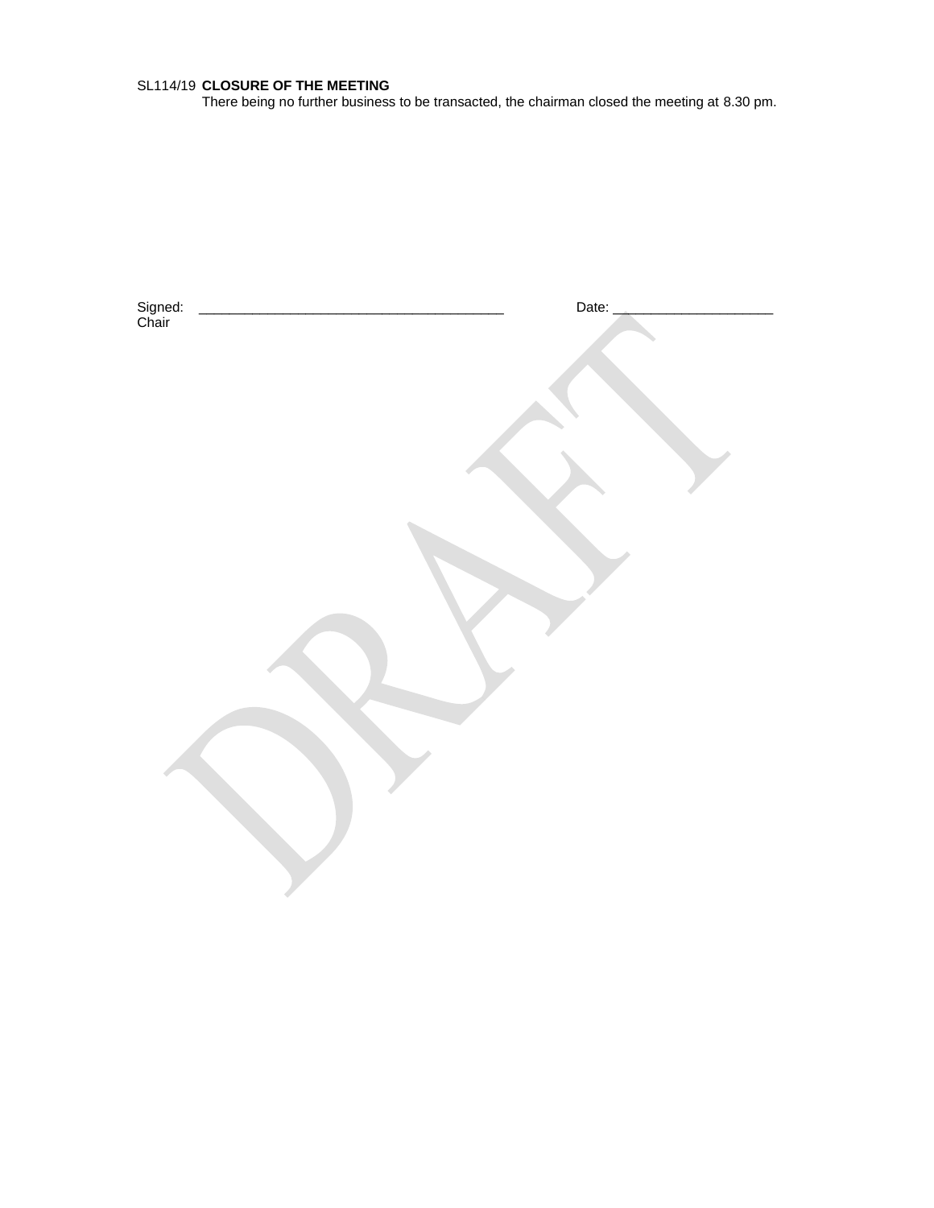SL114/19 **CLOSURE OF THE MEETING**

There being no further business to be transacted, the chairman closed the meeting at 8.30 pm.

Signed: ________________________________________ Date: _____________________

Chair

DRAFT